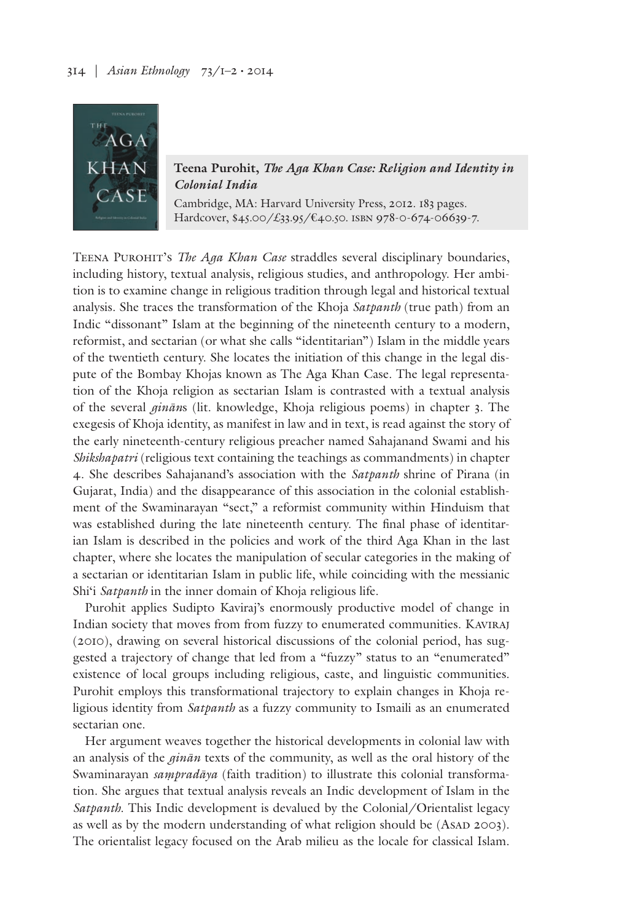**Teena Purohit, *The Aga Khan Case: Religion and Identity in Colonial India***

Cambridge, MA: Harvard University Press, 2012. 183 pages. Hardcover, $45.00/£33.95/€40.50. ISBN 978-0-674-06639-7.

Teena Purohit's *The Aga Khan Case* straddles several disciplinary boundaries, including history, textual analysis, religious studies, and anthropology. Her ambition is to examine change in religious tradition through legal and historical textual analysis. She traces the transformation of the Khoja *Satpanth* (true path) from an Indic "dissonant" Islam at the beginning of the nineteenth century to a modern, reformist, and sectarian (or what she calls "identitarian") Islam in the middle years of the twentieth century. She locates the initiation of this change in the legal dispute of the Bombay Khojas known as The Aga Khan Case. The legal representation of the Khoja religion as sectarian Islam is contrasted with a textual analysis of the several *ginān*s (lit. knowledge, Khoja religious poems) in chapter 3. The exegesis of Khoja identity, as manifest in law and in text, is read against the story of the early nineteenth-century religious preacher named Sahajanand Swami and his *Shikshapatri* (religious text containing the teachings as commandments) in chapter 4. She describes Sahajanand's association with the *Satpanth* shrine of Pirana (in Gujarat, India) and the disappearance of this association in the colonial establishment of the Swaminarayan "sect," a reformist community within Hinduism that was established during the late nineteenth century. The final phase of identitarian Islam is described in the policies and work of the third Aga Khan in the last chapter, where she locates the manipulation of secular categories in the making of a sectarian or identitarian Islam in public life, while coinciding with the messianic Shi'i *Satpanth* in the inner domain of Khoja religious life.

Purohit applies Sudipto Kaviraj's enormously productive model of change in Indian society that moves from from fuzzy to enumerated communities. Kaviraj (2010), drawing on several historical discussions of the colonial period, has suggested a trajectory of change that led from a "fuzzy" status to an "enumerated" existence of local groups including religious, caste, and linguistic communities. Purohit employs this transformational trajectory to explain changes in Khoja religious identity from *Satpanth* as a fuzzy community to Ismaili as an enumerated sectarian one.

Her argument weaves together the historical developments in colonial law with an analysis of the *ginān* texts of the community, as well as the oral history of the Swaminarayan *saṃpradāya* (faith tradition) to illustrate this colonial transformation. She argues that textual analysis reveals an Indic development of Islam in the *Satpanth*. This Indic development is devalued by the Colonial/Orientalist legacy as well as by the modern understanding of what religion should be (Asad 2003). The orientalist legacy focused on the Arab milieu as the locale for classical Islam.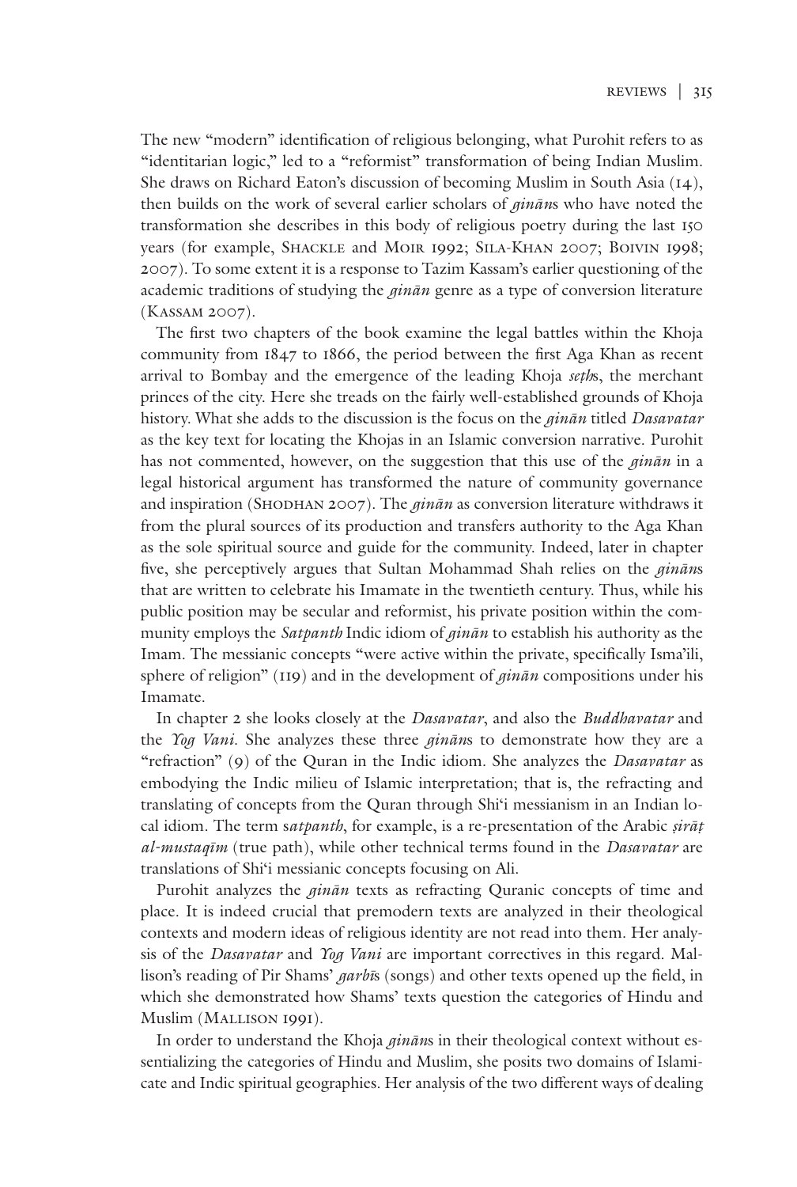The new "modern" identification of religious belonging, what Purohit refers to as "identitarian logic," led to a "reformist" transformation of being Indian Muslim. She draws on Richard Eaton's discussion of becoming Muslim in South Asia (14), then builds on the work of several earlier scholars of *ginān*s who have noted the transformation she describes in this body of religious poetry during the last 150 years (for example, Shackle and Moir 1992; Sila-Khan 2007; Boivin 1998; 2007). To some extent it is a response to Tazim Kassam's earlier questioning of the academic traditions of studying the *ginān* genre as a type of conversion literature (Kassam 2007).

The first two chapters of the book examine the legal battles within the Khoja community from 1847 to 1866, the period between the first Aga Khan as recent arrival to Bombay and the emergence of the leading Khoja *seṭh*s, the merchant princes of the city. Here she treads on the fairly well-established grounds of Khoja history. What she adds to the discussion is the focus on the *ginān* titled *Dasavatar* as the key text for locating the Khojas in an Islamic conversion narrative. Purohit has not commented, however, on the suggestion that this use of the *ginān* in a legal historical argument has transformed the nature of community governance and inspiration (Shodhan 2007). The *ginān* as conversion literature withdraws it from the plural sources of its production and transfers authority to the Aga Khan as the sole spiritual source and guide for the community. Indeed, later in chapter five, she perceptively argues that Sultan Mohammad Shah relies on the *ginān*s that are written to celebrate his Imamate in the twentieth century. Thus, while his public position may be secular and reformist, his private position within the community employs the *Satpanth* Indic idiom of *ginān* to establish his authority as the Imam. The messianic concepts "were active within the private, specifically Isma'ili, sphere of religion" (119) and in the development of *ginān* compositions under his Imamate.

In chapter 2 she looks closely at the *Dasavatar*, and also the *Buddhavatar* and the *Yog Vani*. She analyzes these three *ginān*s to demonstrate how they are a "refraction" (9) of the Quran in the Indic idiom. She analyzes the *Dasavatar* as embodying the Indic milieu of Islamic interpretation; that is, the refracting and translating of concepts from the Quran through Shi'i messianism in an Indian local idiom. The term *satpanth*, for example, is a re-presentation of the Arabic *ṣirāṭ al-mustaqīm* (true path), while other technical terms found in the *Dasavatar* are translations of Shi'i messianic concepts focusing on Ali.

Purohit analyzes the *ginān* texts as refracting Quranic concepts of time and place. It is indeed crucial that premodern texts are analyzed in their theological contexts and modern ideas of religious identity are not read into them. Her analysis of the *Dasavatar* and *Yog Vani* are important correctives in this regard. Mallison's reading of Pir Shams' *garbī*s (songs) and other texts opened up the field, in which she demonstrated how Shams' texts question the categories of Hindu and Muslim (Mallison 1991).

In order to understand the Khoja *ginān*s in their theological context without essentializing the categories of Hindu and Muslim, she posits two domains of Islamicate and Indic spiritual geographies. Her analysis of the two different ways of dealing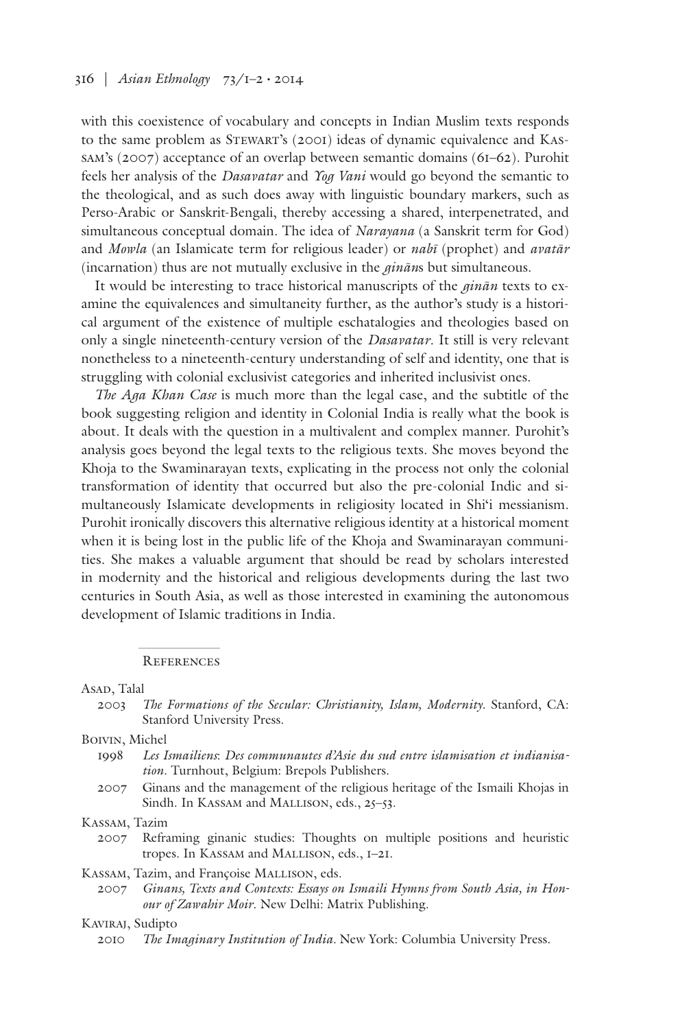with this coexistence of vocabulary and concepts in Indian Muslim texts responds to the same problem as Stewart's (2001) ideas of dynamic equivalence and Kassam's (2007) acceptance of an overlap between semantic domains (61–62). Purohit feels her analysis of the *Dasavatar* and *Yog Vani* would go beyond the semantic to the theological, and as such does away with linguistic boundary markers, such as Perso-Arabic or Sanskrit-Bengali, thereby accessing a shared, interpenetrated, and simultaneous conceptual domain. The idea of *Narayana* (a Sanskrit term for God) and *Mowla* (an Islamicate term for religious leader) or *nabī* (prophet) and *avatār* (incarnation) thus are not mutually exclusive in the *ginān*s but simultaneous.

It would be interesting to trace historical manuscripts of the *ginān* texts to examine the equivalences and simultaneity further, as the author's study is a historical argument of the existence of multiple eschatalogies and theologies based on only a single nineteenth-century version of the *Dasavatar*. It still is very relevant nonetheless to a nineteenth-century understanding of self and identity, one that is struggling with colonial exclusivist categories and inherited inclusivist ones.

*The Aga Khan Case* is much more than the legal case, and the subtitle of the book suggesting religion and identity in Colonial India is really what the book is about. It deals with the question in a multivalent and complex manner. Purohit's analysis goes beyond the legal texts to the religious texts. She moves beyond the Khoja to the Swaminarayan texts, explicating in the process not only the colonial transformation of identity that occurred but also the pre-colonial Indic and simultaneously Islamicate developments in religiosity located in Shi'i messianism. Purohit ironically discovers this alternative religious identity at a historical moment when it is being lost in the public life of the Khoja and Swaminarayan communities. She makes a valuable argument that should be read by scholars interested in modernity and the historical and religious developments during the last two centuries in South Asia, as well as those interested in examining the autonomous development of Islamic traditions in India.

## References

Asad, Talal

2003 *The Formations of the Secular: Christianity, Islam, Modernity*. Stanford, CA: Stanford University Press.

Boivin, Michel

1998 *Les Ismailiens: Des communautes d'Asie du sud entre islamisation et indianisation*. Turnhout, Belgium: Brepols Publishers.

2007 Ginans and the management of the religious heritage of the Ismaili Khojas in Sindh. In Kassam and Mallison, eds., 25–53.

Kassam, Tazim

2007 Reframing ginanic studies: Thoughts on multiple positions and heuristic tropes. In Kassam and Mallison, eds., 1–21.

Kassam, Tazim, and Françoise Mallison, eds.

2007 *Ginans, Texts and Contexts: Essays on Ismaili Hymns from South Asia, in Honour of Zawahir Moir*. New Delhi: Matrix Publishing.

Kaviraj, Sudipto

2010 *The Imaginary Institution of India*. New York: Columbia University Press.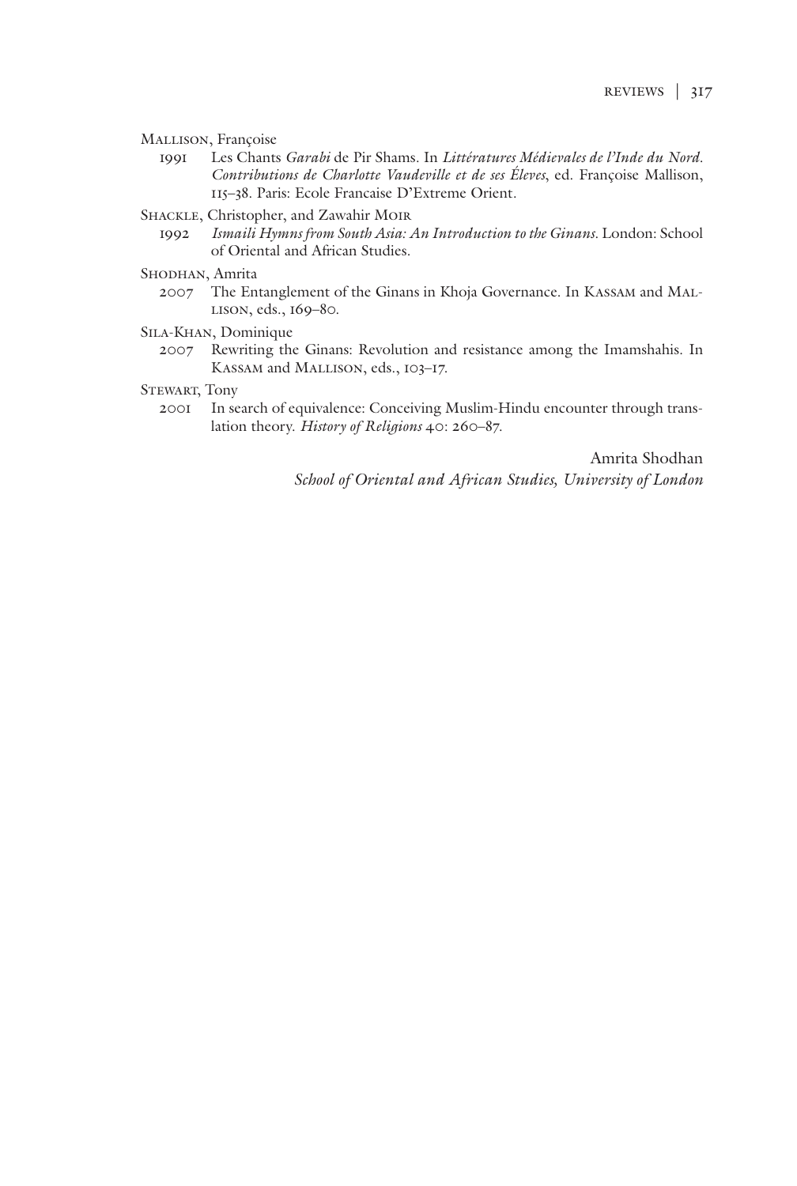Mallison, Françoise

1991 Les Chants *Garabi* de Pir Shams. In *Littératures Médievales de l'Inde du Nord. Contributions de Charlotte Vaudeville et de ses Éleves*, ed. Françoise Mallison, 115–38. Paris: Ecole Francaise D'Extreme Orient.

Shackle, Christopher, and Zawahir Moir

1992 *Ismaili Hymns from South Asia: An Introduction to the Ginans*. London: School of Oriental and African Studies.

Shodhan, Amrita

2007 The Entanglement of the Ginans in Khoja Governance. In Kassam and Mallison, eds., 169–80.

Sila-Khan, Dominique

2007 Rewriting the Ginans: Revolution and resistance among the Imamshahis. In Kassam and Mallison, eds., 103–17.

Stewart, Tony

2001 In search of equivalence: Conceiving Muslim-Hindu encounter through translation theory. *History of Religions* 40: 260–87.

Amrita Shodhan

*School of Oriental and African Studies, University of London*